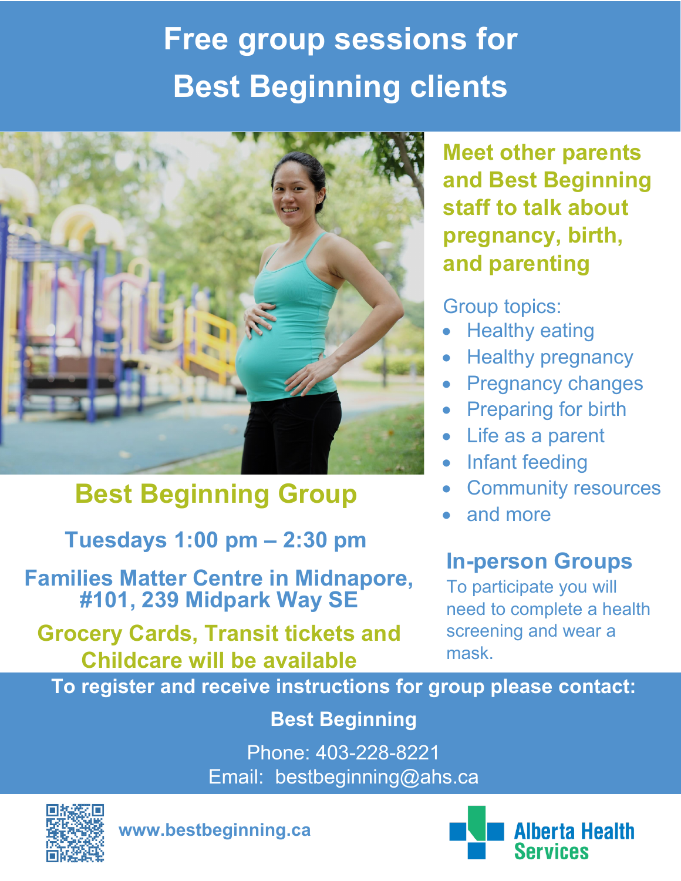# Free group sessions for Best Beginning clients

## Meet other parents and Best Beginning staff to talk about pregnancy, birth, and parenting

Group topics:

- Healthy eating
- Healthy pregnancy
- Pregnancy changes
- Preparing for birth
- Life as a parent
- Infant feeding
- Community resources
- and more

## Best Beginning Group

**Tuesdays 1:00 pm – 2:30 pm**

**Families Matter Centre in Midnapore, #101, 239 Midpark Way SE**

**Grocery Cards, Transit tickets and Childcare will be available**

### In-person Groups

To participate you will need to complete a health screening and wear a mask.

**To register and receive instructions for group please contact:**

**Best Beginning**

Phone: 403-228-8221
Email: bestbeginning@ahs.ca

**www.bestbeginning.ca**

Alberta Health Services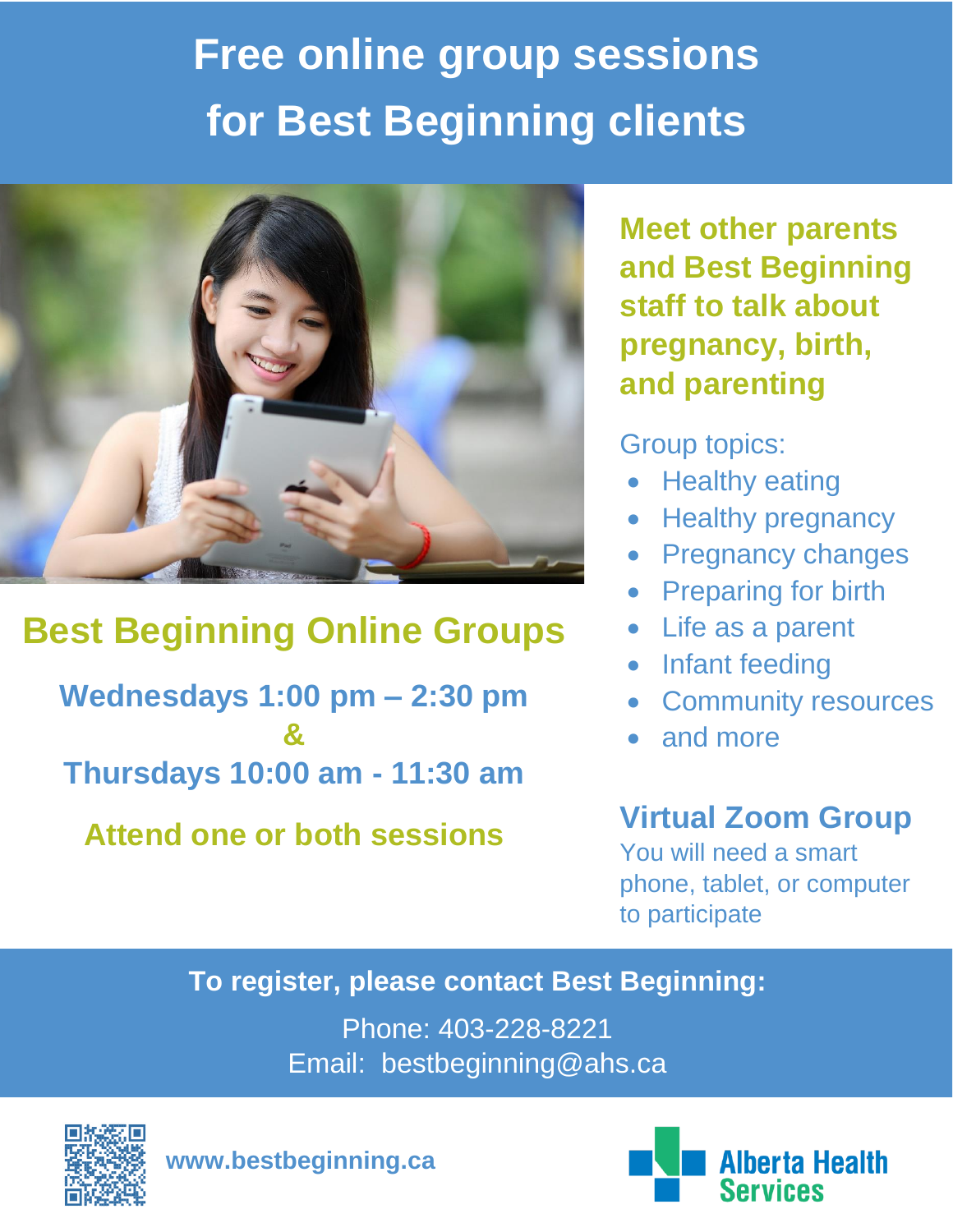# Free online group sessions for Best Beginning clients

## Best Beginning Online Groups

**Wednesdays 1:00 pm – 2:30 pm**
**&**
**Thursdays 10:00 am - 11:30 am**

**Attend one or both sessions**

**Meet other parents and Best Beginning staff to talk about pregnancy, birth, and parenting**

Group topics:

- Healthy eating
- Healthy pregnancy
- Pregnancy changes
- Preparing for birth
- Life as a parent
- Infant feeding
- Community resources
- and more

### Virtual Zoom Group

You will need a smart phone, tablet, or computer to participate

**To register, please contact Best Beginning:**

Phone: 403-228-8221
Email: bestbeginning@ahs.ca

**www.bestbeginning.ca**

Alberta Health Services